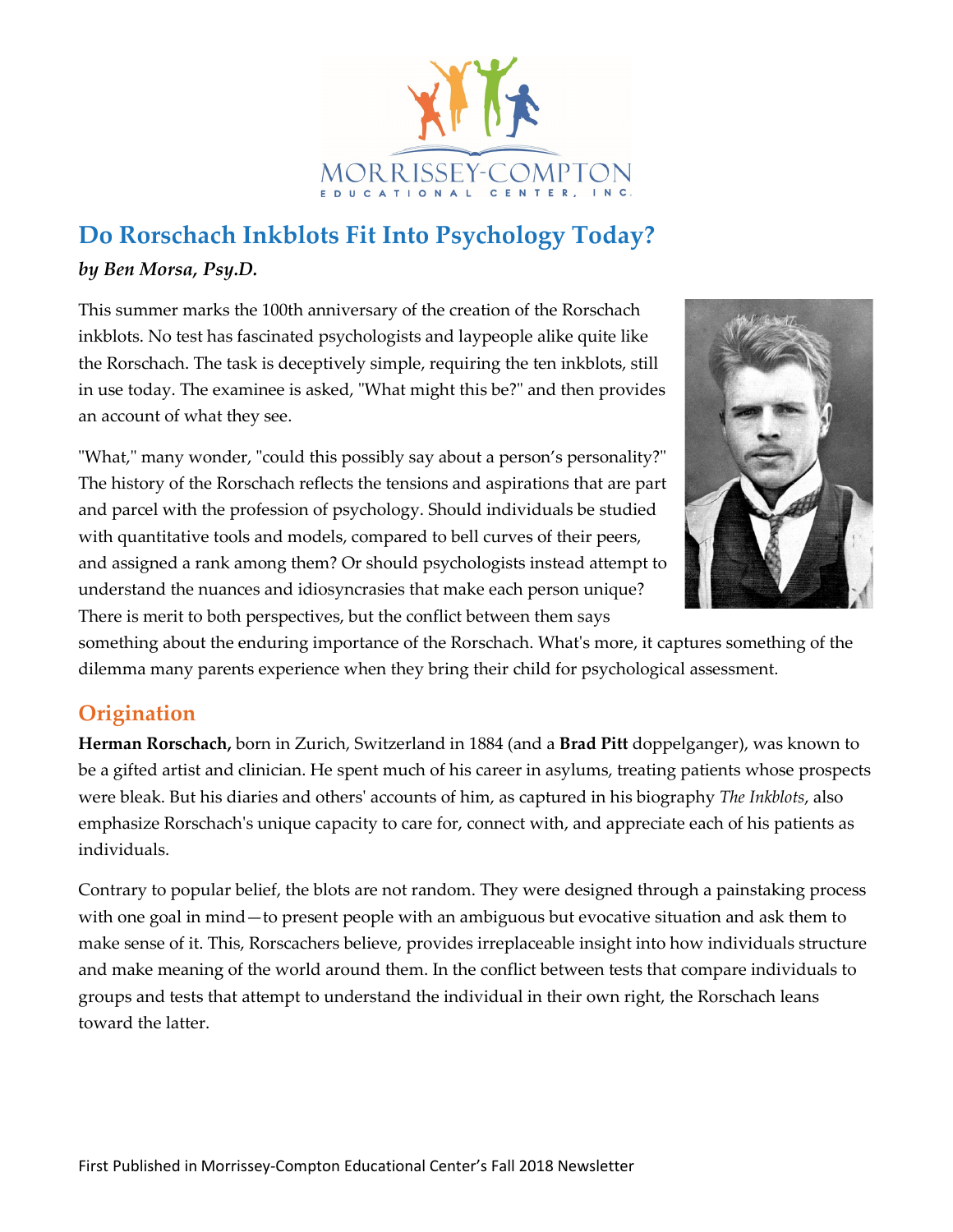MORRISSEY-COMPTON
EDUCATIONAL CENTER, INC.

# Do Rorschach Inkblots Fit Into Psychology Today?

***by Ben Morsa, Psy.D.***

This summer marks the 100th anniversary of the creation of the Rorschach inkblots. No test has fascinated psychologists and laypeople alike quite like the Rorschach. The task is deceptively simple, requiring the ten inkblots, still in use today. The examinee is asked, "What might this be?" and then provides an account of what they see.

"What," many wonder, "could this possibly say about a person's personality?" The history of the Rorschach reflects the tensions and aspirations that are part and parcel with the profession of psychology. Should individuals be studied with quantitative tools and models, compared to bell curves of their peers, and assigned a rank among them? Or should psychologists instead attempt to understand the nuances and idiosyncrasies that make each person unique? There is merit to both perspectives, but the conflict between them says something about the enduring importance of the Rorschach. What's more, it captures something of the dilemma many parents experience when they bring their child for psychological assessment.

## Origination

**Herman Rorschach,** born in Zurich, Switzerland in 1884 (and a **Brad Pitt** doppelganger), was known to be a gifted artist and clinician. He spent much of his career in asylums, treating patients whose prospects were bleak. But his diaries and others' accounts of him, as captured in his biography *The Inkblots*, also emphasize Rorschach's unique capacity to care for, connect with, and appreciate each of his patients as individuals.

Contrary to popular belief, the blots are not random. They were designed through a painstaking process with one goal in mind—to present people with an ambiguous but evocative situation and ask them to make sense of it. This, Rorscachers believe, provides irreplaceable insight into how individuals structure and make meaning of the world around them. In the conflict between tests that compare individuals to groups and tests that attempt to understand the individual in their own right, the Rorschach leans toward the latter.

First Published in Morrissey-Compton Educational Center's Fall 2018 Newsletter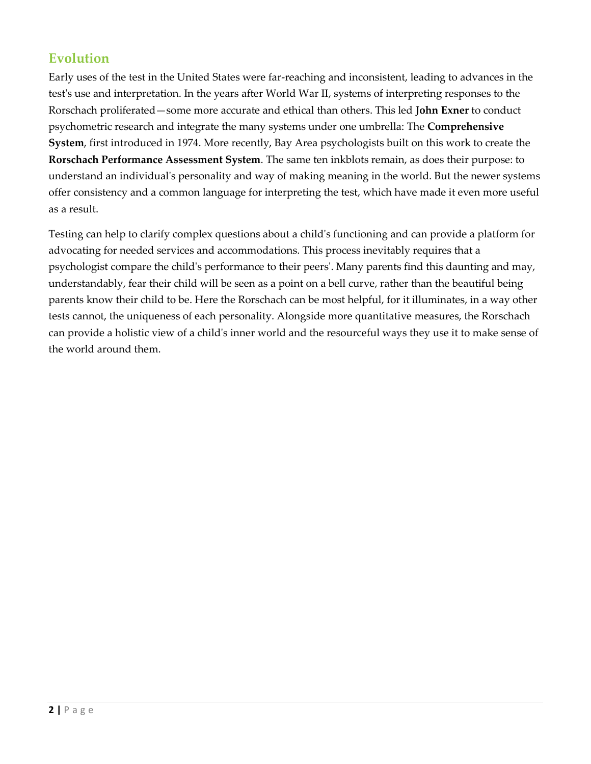## Evolution

Early uses of the test in the United States were far-reaching and inconsistent, leading to advances in the test's use and interpretation. In the years after World War II, systems of interpreting responses to the Rorschach proliferated—some more accurate and ethical than others. This led **John Exner** to conduct psychometric research and integrate the many systems under one umbrella: The **Comprehensive System**, first introduced in 1974. More recently, Bay Area psychologists built on this work to create the **Rorschach Performance Assessment System**. The same ten inkblots remain, as does their purpose: to understand an individual's personality and way of making meaning in the world. But the newer systems offer consistency and a common language for interpreting the test, which have made it even more useful as a result.

Testing can help to clarify complex questions about a child's functioning and can provide a platform for advocating for needed services and accommodations. This process inevitably requires that a psychologist compare the child's performance to their peers'. Many parents find this daunting and may, understandably, fear their child will be seen as a point on a bell curve, rather than the beautiful being parents know their child to be. Here the Rorschach can be most helpful, for it illuminates, in a way other tests cannot, the uniqueness of each personality. Alongside more quantitative measures, the Rorschach can provide a holistic view of a child's inner world and the resourceful ways they use it to make sense of the world around them.